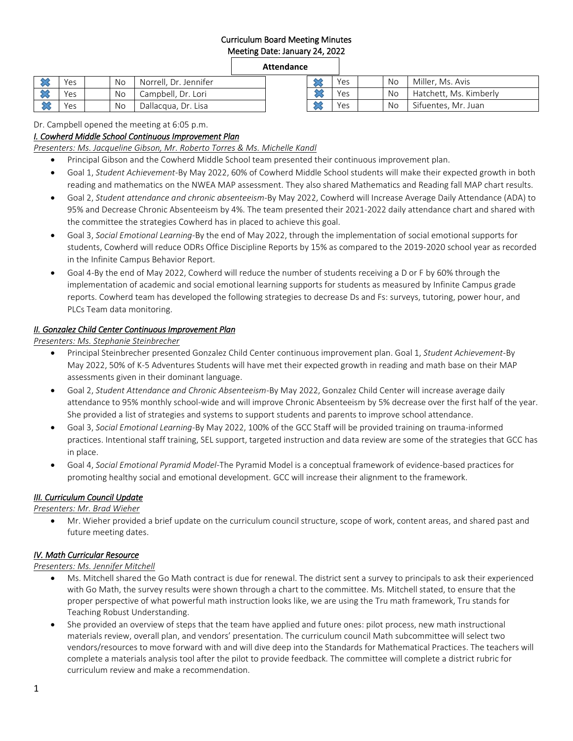# Curriculum Board Meeting Minutes

Meeting Date: January 24, 2022

**Attendance**

| | | | | | | | | | |
|---|---|---|---|---|---|---|---|---|---|
| ☒ | Yes | | No | Norrell, Dr. Jennifer | ☒ | Yes | | No | Miller, Ms. Avis |
| ☒ | Yes | | No | Campbell, Dr. Lori | ☒ | Yes | | No | Hatchett, Ms. Kimberly |
| ☒ | Yes | | No | Dallacqua, Dr. Lisa | ☒ | Yes | | No | Sifuentes, Mr. Juan |

Dr. Campbell opened the meeting at 6:05 p.m.

## *I. Cowherd Middle School Continuous Improvement Plan*

*Presenters: Ms. Jacqueline Gibson, Mr. Roberto Torres & Ms. Michelle Kandl*

- Principal Gibson and the Cowherd Middle School team presented their continuous improvement plan.
- Goal 1, *Student Achievement*-By May 2022, 60% of Cowherd Middle School students will make their expected growth in both reading and mathematics on the NWEA MAP assessment. They also shared Mathematics and Reading fall MAP chart results.
- Goal 2, *Student attendance and chronic absenteeism*-By May 2022, Cowherd will Increase Average Daily Attendance (ADA) to 95% and Decrease Chronic Absenteeism by 4%. The team presented their 2021-2022 daily attendance chart and shared with the committee the strategies Cowherd has in placed to achieve this goal.
- Goal 3, *Social Emotional Learning*-By the end of May 2022, through the implementation of social emotional supports for students, Cowherd will reduce ODRs Office Discipline Reports by 15% as compared to the 2019-2020 school year as recorded in the Infinite Campus Behavior Report.
- Goal 4-By the end of May 2022, Cowherd will reduce the number of students receiving a D or F by 60% through the implementation of academic and social emotional learning supports for students as measured by Infinite Campus grade reports. Cowherd team has developed the following strategies to decrease Ds and Fs: surveys, tutoring, power hour, and PLCs Team data monitoring.

## *II. Gonzalez Child Center Continuous Improvement Plan*

*Presenters: Ms. Stephanie Steinbrecher*

- Principal Steinbrecher presented Gonzalez Child Center continuous improvement plan. Goal 1, *Student Achievement*-By May 2022, 50% of K-5 Adventures Students will have met their expected growth in reading and math base on their MAP assessments given in their dominant language.
- Goal 2, *Student Attendance and Chronic Absenteeism*-By May 2022, Gonzalez Child Center will increase average daily attendance to 95% monthly school-wide and will improve Chronic Absenteeism by 5% decrease over the first half of the year. She provided a list of strategies and systems to support students and parents to improve school attendance.
- Goal 3, *Social Emotional Learning*-By May 2022, 100% of the GCC Staff will be provided training on trauma-informed practices. Intentional staff training, SEL support, targeted instruction and data review are some of the strategies that GCC has in place.
- Goal 4, *Social Emotional Pyramid Model*-The Pyramid Model is a conceptual framework of evidence-based practices for promoting healthy social and emotional development. GCC will increase their alignment to the framework.

## *III. Curriculum Council Update*

*Presenters: Mr. Brad Wieher*

- Mr. Wieher provided a brief update on the curriculum council structure, scope of work, content areas, and shared past and future meeting dates.

## *IV. Math Curricular Resource*

*Presenters: Ms. Jennifer Mitchell*

- Ms. Mitchell shared the Go Math contract is due for renewal. The district sent a survey to principals to ask their experienced with Go Math, the survey results were shown through a chart to the committee. Ms. Mitchell stated, to ensure that the proper perspective of what powerful math instruction looks like, we are using the Tru math framework, Tru stands for Teaching Robust Understanding.
- She provided an overview of steps that the team have applied and future ones: pilot process, new math instructional materials review, overall plan, and vendors' presentation. The curriculum council Math subcommittee will select two vendors/resources to move forward with and will dive deep into the Standards for Mathematical Practices. The teachers will complete a materials analysis tool after the pilot to provide feedback. The committee will complete a district rubric for curriculum review and make a recommendation.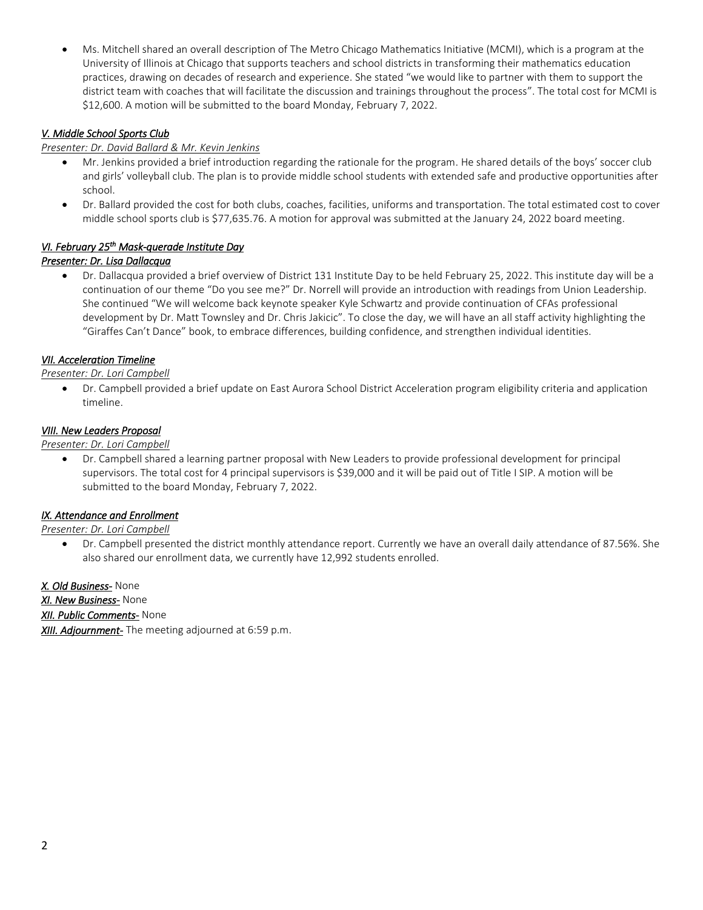- Ms. Mitchell shared an overall description of The Metro Chicago Mathematics Initiative (MCMI), which is a program at the University of Illinois at Chicago that supports teachers and school districts in transforming their mathematics education practices, drawing on decades of research and experience. She stated "we would like to partner with them to support the district team with coaches that will facilitate the discussion and trainings throughout the process". The total cost for MCMI is $12,600. A motion will be submitted to the board Monday, February 7, 2022.

### *V. Middle School Sports Club*

*Presenter: Dr. David Ballard & Mr. Kevin Jenkins*

- Mr. Jenkins provided a brief introduction regarding the rationale for the program. He shared details of the boys' soccer club and girls' volleyball club. The plan is to provide middle school students with extended safe and productive opportunities after school.
- Dr. Ballard provided the cost for both clubs, coaches, facilities, uniforms and transportation. The total estimated cost to cover middle school sports club is $77,635.76. A motion for approval was submitted at the January 24, 2022 board meeting.

### *VI. February 25th Mask-querade Institute Day*

***Presenter: Dr. Lisa Dallacqua***

- Dr. Dallacqua provided a brief overview of District 131 Institute Day to be held February 25, 2022. This institute day will be a continuation of our theme "Do you see me?" Dr. Norrell will provide an introduction with readings from Union Leadership. She continued "We will welcome back keynote speaker Kyle Schwartz and provide continuation of CFAs professional development by Dr. Matt Townsley and Dr. Chris Jakicic". To close the day, we will have an all staff activity highlighting the "Giraffes Can't Dance" book, to embrace differences, building confidence, and strengthen individual identities.

### *VII. Acceleration Timeline*

*Presenter: Dr. Lori Campbell*

- Dr. Campbell provided a brief update on East Aurora School District Acceleration program eligibility criteria and application timeline.

### *VIII. New Leaders Proposal*

*Presenter: Dr. Lori Campbell*

- Dr. Campbell shared a learning partner proposal with New Leaders to provide professional development for principal supervisors. The total cost for 4 principal supervisors is $39,000 and it will be paid out of Title I SIP. A motion will be submitted to the board Monday, February 7, 2022.

### *IX. Attendance and Enrollment*

*Presenter: Dr. Lori Campbell*

- Dr. Campbell presented the district monthly attendance report. Currently we have an overall daily attendance of 87.56%. She also shared our enrollment data, we currently have 12,992 students enrolled.

***X. Old Business-*** None

***XI. New Business-*** None

***XII. Public Comments-*** None

***XIII. Adjournment-*** The meeting adjourned at 6:59 p.m.